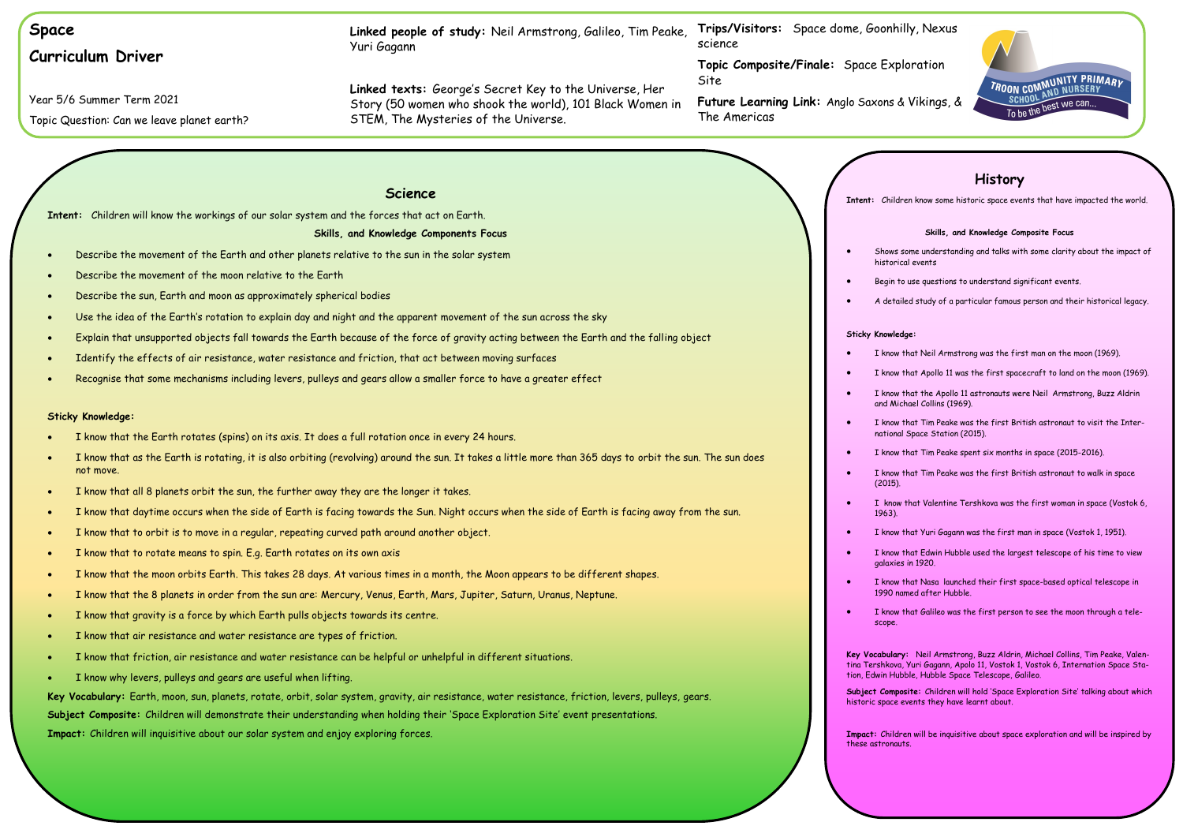# Space

## Curriculum Driver

Year 5/6 Summer Term 2021

Topic Question: Can we leave planet earth?

**Linked people of study:** Neil Armstrong, Galileo, Tim Peake, Yuri Gagann

**Linked texts:** George's Secret Key to the Universe, Her Story (50 women who shook the world), 101 Black Women in STEM, The Mysteries of the Universe.

**Trips/Visitors:** Space dome, Goonhilly, Nexus science

**Topic Composite/Finale:** Space Exploration Site

**Future Learning Link:** Anglo Saxons & Vikings, & The Americas

TROON COMMUNITY PRIMARY SCHOOL AND NURSERY
To be the best we can...

## Science

**Intent:** Children will know the workings of our solar system and the forces that act on Earth.

**Skills, and Knowledge Components Focus**

- Describe the movement of the Earth and other planets relative to the sun in the solar system
- Describe the movement of the moon relative to the Earth
- Describe the sun, Earth and moon as approximately spherical bodies
- Use the idea of the Earth's rotation to explain day and night and the apparent movement of the sun across the sky
- Explain that unsupported objects fall towards the Earth because of the force of gravity acting between the Earth and the falling object
- Identify the effects of air resistance, water resistance and friction, that act between moving surfaces
- Recognise that some mechanisms including levers, pulleys and gears allow a smaller force to have a greater effect

**Sticky Knowledge:**

- I know that the Earth rotates (spins) on its axis. It does a full rotation once in every 24 hours.
- I know that as the Earth is rotating, it is also orbiting (revolving) around the sun. It takes a little more than 365 days to orbit the sun. The sun does not move.
- I know that all 8 planets orbit the sun, the further away they are the longer it takes.
- I know that daytime occurs when the side of Earth is facing towards the Sun. Night occurs when the side of Earth is facing away from the sun.
- I know that to orbit is to move in a regular, repeating curved path around another object.
- I know that to rotate means to spin. E.g. Earth rotates on its own axis
- I know that the moon orbits Earth. This takes 28 days. At various times in a month, the Moon appears to be different shapes.
- I know that the 8 planets in order from the sun are: Mercury, Venus, Earth, Mars, Jupiter, Saturn, Uranus, Neptune.
- I know that gravity is a force by which Earth pulls objects towards its centre.
- I know that air resistance and water resistance are types of friction.
- I know that friction, air resistance and water resistance can be helpful or unhelpful in different situations.
- I know why levers, pulleys and gears are useful when lifting.

**Key Vocabulary:** Earth, moon, sun, planets, rotate, orbit, solar system, gravity, air resistance, water resistance, friction, levers, pulleys, gears.

**Subject Composite:** Children will demonstrate their understanding when holding their 'Space Exploration Site' event presentations.

**Impact:** Children will inquisitive about our solar system and enjoy exploring forces.

## History

**Intent:** Children know some historic space events that have impacted the world.

**Skills, and Knowledge Composite Focus**

- Shows some understanding and talks with some clarity about the impact of historical events
- Begin to use questions to understand significant events.
- A detailed study of a particular famous person and their historical legacy.

**Sticky Knowledge:**

- I know that Neil Armstrong was the first man on the moon (1969).
- I know that Apollo 11 was the first spacecraft to land on the moon (1969).
- I know that the Apollo 11 astronauts were Neil Armstrong, Buzz Aldrin and Michael Collins (1969).
- I know that Tim Peake was the first British astronaut to visit the International Space Station (2015).
- I know that Tim Peake spent six months in space (2015-2016).
- I know that Tim Peake was the first British astronaut to walk in space (2015).
- I know that Valentine Tershkova was the first woman in space (Vostok 6, 1963).
- I know that Yuri Gagann was the first man in space (Vostok 1, 1951).
- I know that Edwin Hubble used the largest telescope of his time to view galaxies in 1920.
- I know that Nasa launched their first space-based optical telescope in 1990 named after Hubble.
- I know that Galileo was the first person to see the moon through a telescope.

**Key Vocabulary:** Neil Armstrong, Buzz Aldrin, Michael Collins, Tim Peake, Valentina Tershkova, Yuri Gagann, Apolo 11, Vostok 1, Vostok 6, Internation Space Station, Edwin Hubble, Hubble Space Telescope, Galileo.

**Subject Composite:** Children will hold 'Space Exploration Site' talking about which historic space events they have learnt about.

**Impact:** Children will be inquisitive about space exploration and will be inspired by these astronauts.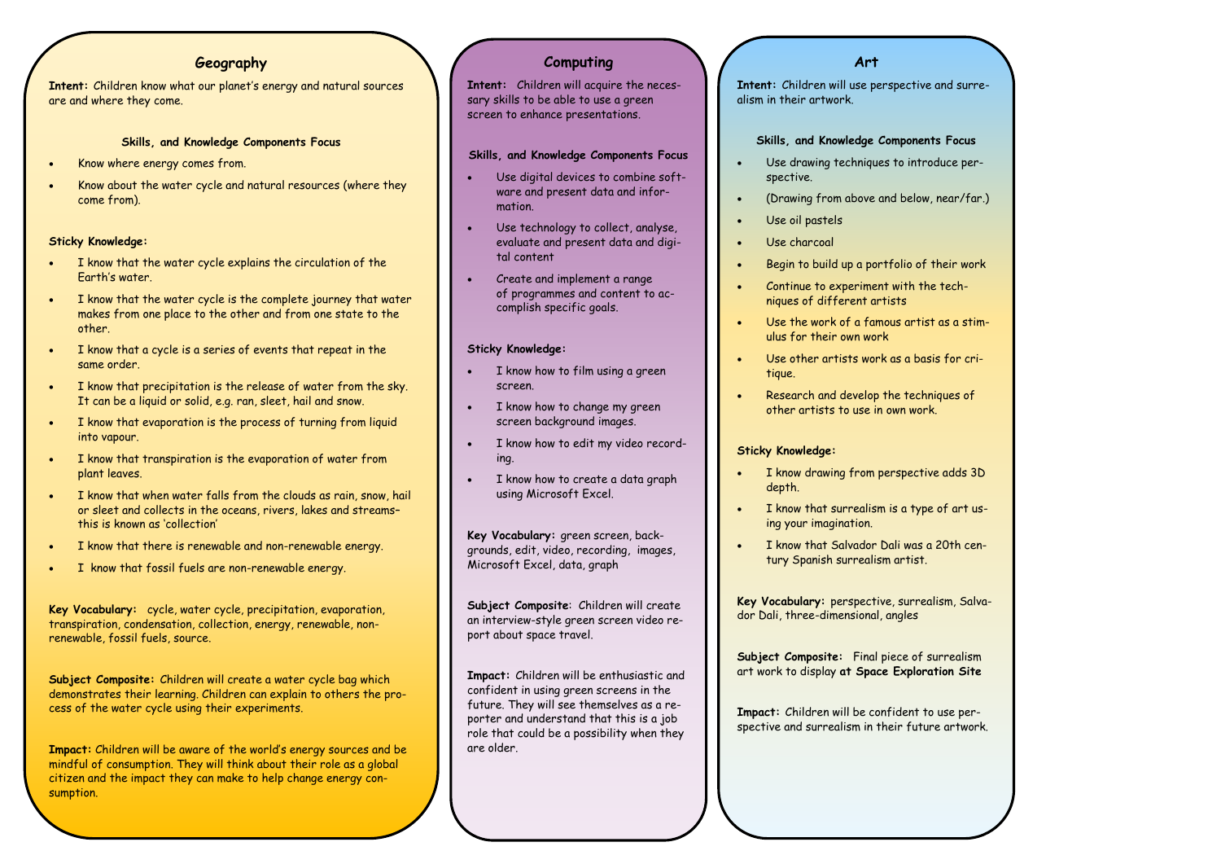## Geography

**Intent:** Children know what our planet's energy and natural sources are and where they come.

**Skills, and Knowledge Components Focus**

- Know where energy comes from.
- Know about the water cycle and natural resources (where they come from).

**Sticky Knowledge:**

- I know that the water cycle explains the circulation of the Earth's water.
- I know that the water cycle is the complete journey that water makes from one place to the other and from one state to the other.
- I know that a cycle is a series of events that repeat in the same order.
- I know that precipitation is the release of water from the sky. It can be a liquid or solid, e.g. ran, sleet, hail and snow.
- I know that evaporation is the process of turning from liquid into vapour.
- I know that transpiration is the evaporation of water from plant leaves.
- I know that when water falls from the clouds as rain, snow, hail or sleet and collects in the oceans, rivers, lakes and streams– this is known as 'collection'
- I know that there is renewable and non-renewable energy.
- I know that fossil fuels are non-renewable energy.

**Key Vocabulary:** cycle, water cycle, precipitation, evaporation, transpiration, condensation, collection, energy, renewable, non-renewable, fossil fuels, source.

**Subject Composite:** Children will create a water cycle bag which demonstrates their learning. Children can explain to others the process of the water cycle using their experiments.

**Impact:** Children will be aware of the world's energy sources and be mindful of consumption. They will think about their role as a global citizen and the impact they can make to help change energy consumption.

## Computing

**Intent:** Children will acquire the necessary skills to be able to use a green screen to enhance presentations.

**Skills, and Knowledge Components Focus**

- Use digital devices to combine software and present data and information.
- Use technology to collect, analyse, evaluate and present data and digital content
- Create and implement a range of programmes and content to accomplish specific goals.

**Sticky Knowledge:**

- I know how to film using a green screen.
- I know how to change my green screen background images.
- I know how to edit my video recording.
- I know how to create a data graph using Microsoft Excel.

**Key Vocabulary:** green screen, backgrounds, edit, video, recording, images, Microsoft Excel, data, graph

**Subject Composite**: Children will create an interview-style green screen video report about space travel.

**Impact:** Children will be enthusiastic and confident in using green screens in the future. They will see themselves as a reporter and understand that this is a job role that could be a possibility when they are older.

## Art

**Intent:** Children will use perspective and surrealism in their artwork.

**Skills, and Knowledge Components Focus**

- Use drawing techniques to introduce perspective.
- (Drawing from above and below, near/far.)
- Use oil pastels
- Use charcoal
- Begin to build up a portfolio of their work
- Continue to experiment with the techniques of different artists
- Use the work of a famous artist as a stimulus for their own work
- Use other artists work as a basis for critique.
- Research and develop the techniques of other artists to use in own work.

**Sticky Knowledge:**

- I know drawing from perspective adds 3D depth.
- I know that surrealism is a type of art using your imagination.
- I know that Salvador Dali was a 20th century Spanish surrealism artist.

**Key Vocabulary:** perspective, surrealism, Salvador Dali, three-dimensional, angles

**Subject Composite:** Final piece of surrealism art work to display **at Space Exploration Site**

**Impact:** Children will be confident to use perspective and surrealism in their future artwork.